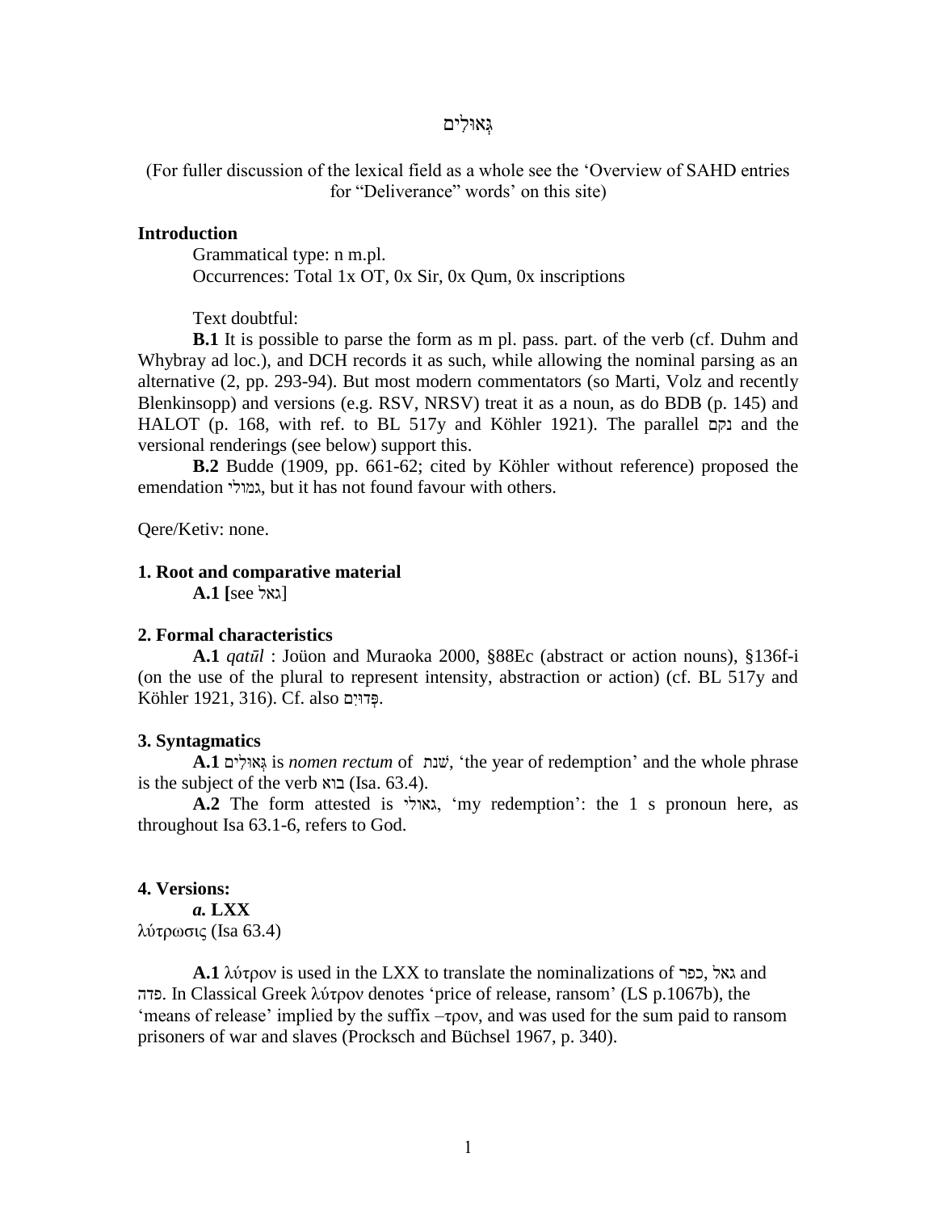# גְּאוּלִים

(For fuller discussion of the lexical field as a whole see the 'Overview of SAHD entries for "Deliverance" words' on this site)

**Introduction**

Grammatical type: n m.pl.

Occurrences: Total 1x OT, 0x Sir, 0x Qum, 0x inscriptions

Text doubtful:

**B.1** It is possible to parse the form as m pl. pass. part. of the verb (cf. Duhm and Whybray ad loc.), and DCH records it as such, while allowing the nominal parsing as an alternative (2, pp. 293-94). But most modern commentators (so Marti, Volz and recently Blenkinsopp) and versions (e.g. RSV, NRSV) treat it as a noun, as do BDB (p. 145) and HALOT (p. 168, with ref. to BL 517y and Köhler 1921). The parallel נקם and the versional renderings (see below) support this.

**B.2** Budde (1909, pp. 661-62; cited by Köhler without reference) proposed the emendation גמולי, but it has not found favour with others.

Qere/Ketiv: none.

**1. Root and comparative material**

**A.1 [**see גאל]

**2. Formal characteristics**

**A.1** *qatūl* : Joüon and Muraoka 2000, §88Ec (abstract or action nouns), §136f-i (on the use of the plural to represent intensity, abstraction or action) (cf. BL 517y and Köhler 1921, 316). Cf. also פְּדוּיִם.

**3. Syntagmatics**

**A.1** גְּאוּלִים is *nomen rectum* of שְׁנַת, 'the year of redemption' and the whole phrase is the subject of the verb בוא (Isa. 63.4).

**A.2** The form attested is גאולי, 'my redemption': the 1 s pronoun here, as throughout Isa 63.1-6, refers to God.

**4. Versions:**

***a.* LXX**

λύτρωσις (Isa 63.4)

**A.1** λύτρον is used in the LXX to translate the nominalizations of כפר, גאל and פדה. In Classical Greek λύτρον denotes 'price of release, ransom' (LS p.1067b), the 'means of release' implied by the suffix –τρον, and was used for the sum paid to ransom prisoners of war and slaves (Procksch and Büchsel 1967, p. 340).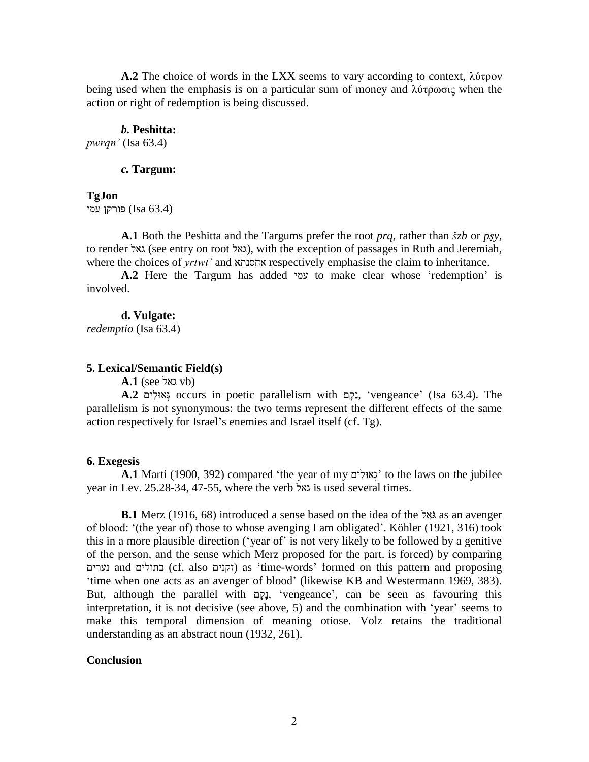**A.2** The choice of words in the LXX seems to vary according to context, λύτρον being used when the emphasis is on a particular sum of money and λύτρωσις when the action or right of redemption is being discussed.

***b.* Peshitta:**

*pwrqnʾ* (Isa 63.4)

***c.* Targum:**

**TgJon**

פורקן עמי (Isa 63.4)

**A.1** Both the Peshitta and the Targums prefer the root *prq*, rather than *šzb* or *pṣy*, to render גאל (see entry on root גאל), with the exception of passages in Ruth and Jeremiah, where the choices of *yrtwtʾ* and אחסנתא respectively emphasise the claim to inheritance.

**A.2** Here the Targum has added עמי to make clear whose 'redemption' is involved.

**d. Vulgate:**

*redemptio* (Isa 63.4)

### 5. Lexical/Semantic Field(s)

**A.1** (see גאל vb)

**A.2** גְּאוּלִים occurs in poetic parallelism with נָקָם, 'vengeance' (Isa 63.4). The parallelism is not synonymous: the two terms represent the different effects of the same action respectively for Israel's enemies and Israel itself (cf. Tg).

### 6. Exegesis

**A.1** Marti (1900, 392) compared 'the year of my גְּאוּלִים' to the laws on the jubilee year in Lev. 25.28-34, 47-55, where the verb גאל is used several times.

**B.1** Merz (1916, 68) introduced a sense based on the idea of the גֹּאֵל as an avenger of blood: '(the year of) those to whose avenging I am obligated'. Köhler (1921, 316) took this in a more plausible direction ('year of' is not very likely to be followed by a genitive of the person, and the sense which Merz proposed for the part. is forced) by comparing נערים and בתולים (cf. also זקנים) as 'time-words' formed on this pattern and proposing 'time when one acts as an avenger of blood' (likewise KB and Westermann 1969, 383). But, although the parallel with נָקָם, 'vengeance', can be seen as favouring this interpretation, it is not decisive (see above, 5) and the combination with 'year' seems to make this temporal dimension of meaning otiose. Volz retains the traditional understanding as an abstract noun (1932, 261).

### Conclusion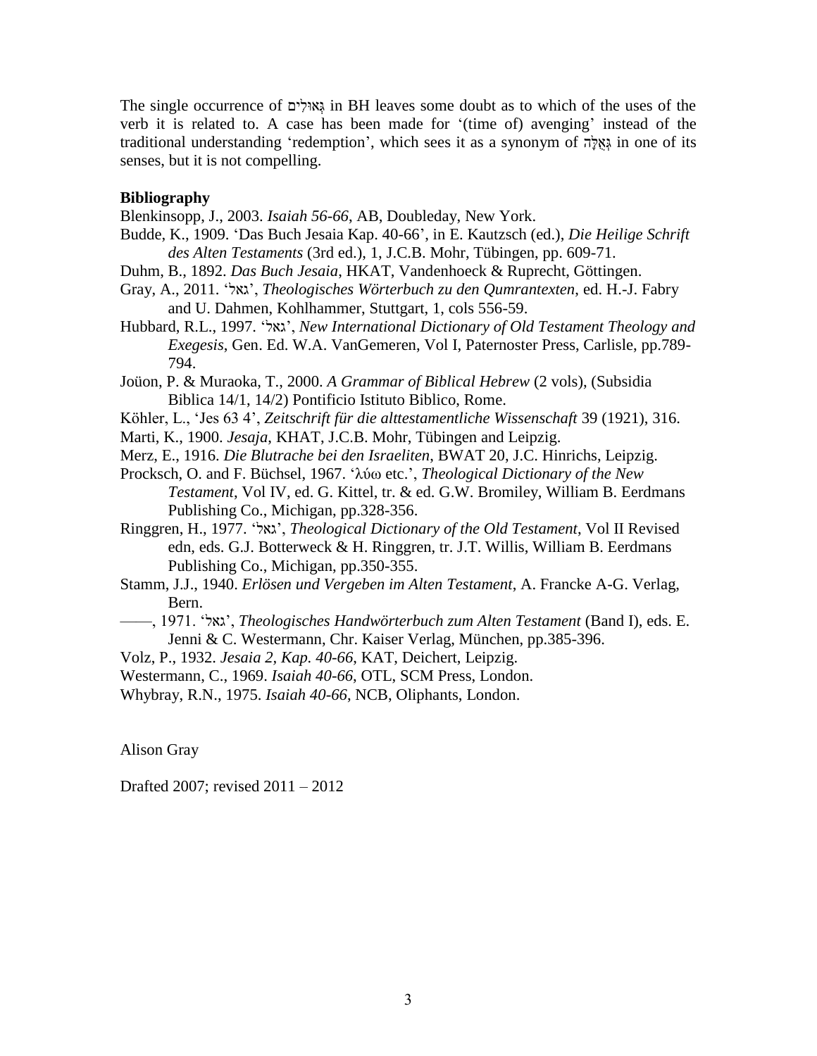The single occurrence of גְּאוּלִים in BH leaves some doubt as to which of the uses of the verb it is related to. A case has been made for '(time of) avenging' instead of the traditional understanding 'redemption', which sees it as a synonym of גְּאֻלָּה in one of its senses, but it is not compelling.

**Bibliography**

Blenkinsopp, J., 2003. *Isaiah 56-66*, AB, Doubleday, New York.

Budde, K., 1909. 'Das Buch Jesaia Kap. 40-66', in E. Kautzsch (ed.), *Die Heilige Schrift des Alten Testaments* (3rd ed.), 1, J.C.B. Mohr, Tübingen, pp. 609-71.

Duhm, B., 1892. *Das Buch Jesaia*, HKAT, Vandenhoeck & Ruprecht, Göttingen.

Gray, A., 2011. 'גאל', *Theologisches Wörterbuch zu den Qumrantexten*, ed. H.-J. Fabry and U. Dahmen, Kohlhammer, Stuttgart, 1, cols 556-59.

Hubbard, R.L., 1997. 'גאל', *New International Dictionary of Old Testament Theology and Exegesis*, Gen. Ed. W.A. VanGemeren, Vol I, Paternoster Press, Carlisle, pp.789-794.

Joüon, P. & Muraoka, T., 2000. *A Grammar of Biblical Hebrew* (2 vols), (Subsidia Biblica 14/1, 14/2) Pontificio Istituto Biblico, Rome.

Köhler, L., 'Jes 63 4', *Zeitschrift für die alttestamentliche Wissenschaft* 39 (1921), 316.

Marti, K., 1900. *Jesaja*, KHAT, J.C.B. Mohr, Tübingen and Leipzig.

Merz, E., 1916. *Die Blutrache bei den Israeliten*, BWAT 20, J.C. Hinrichs, Leipzig.

Procksch, O. and F. Büchsel, 1967. 'λύω etc.', *Theological Dictionary of the New Testament*, Vol IV, ed. G. Kittel, tr. & ed. G.W. Bromiley, William B. Eerdmans Publishing Co., Michigan, pp.328-356.

Ringgren, H., 1977. 'גאל', *Theological Dictionary of the Old Testament*, Vol II Revised edn, eds. G.J. Botterweck & H. Ringgren, tr. J.T. Willis, William B. Eerdmans Publishing Co., Michigan, pp.350-355.

Stamm, J.J., 1940. *Erlösen und Vergeben im Alten Testament*, A. Francke A-G. Verlag, Bern.

——, 1971. 'גאל', *Theologisches Handwörterbuch zum Alten Testament* (Band I), eds. E. Jenni & C. Westermann, Chr. Kaiser Verlag, München, pp.385-396.

Volz, P., 1932. *Jesaia 2, Kap. 40-66*, KAT, Deichert, Leipzig.

Westermann, C., 1969. *Isaiah 40-66*, OTL, SCM Press, London.

Whybray, R.N., 1975. *Isaiah 40-66*, NCB, Oliphants, London.

Alison Gray

Drafted 2007; revised 2011 – 2012